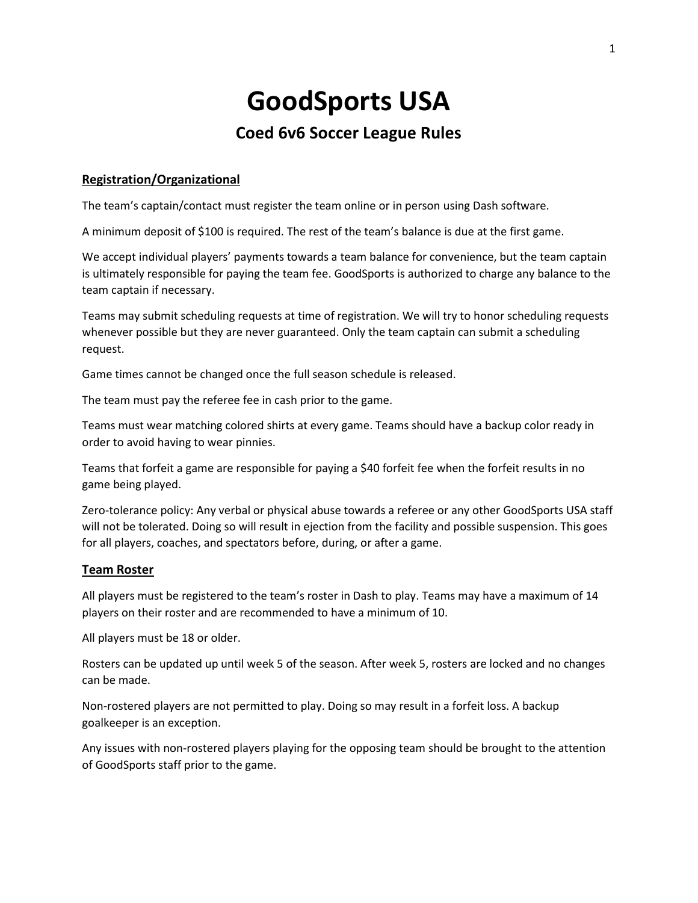# GoodSports USA

## Coed 6v6 Soccer League Rules

### Registration/Organizational

The team's captain/contact must register the team online or in person using Dash software.

A minimum deposit of $100 is required. The rest of the team's balance is due at the first game.

We accept individual players' payments towards a team balance for convenience, but the team captain is ultimately responsible for paying the team fee. GoodSports is authorized to charge any balance to the team captain if necessary.

Teams may submit scheduling requests at time of registration. We will try to honor scheduling requests whenever possible but they are never guaranteed. Only the team captain can submit a scheduling request.

Game times cannot be changed once the full season schedule is released.

The team must pay the referee fee in cash prior to the game.

Teams must wear matching colored shirts at every game. Teams should have a backup color ready in order to avoid having to wear pinnies.

Teams that forfeit a game are responsible for paying a $40 forfeit fee when the forfeit results in no game being played.

Zero-tolerance policy: Any verbal or physical abuse towards a referee or any other GoodSports USA staff will not be tolerated. Doing so will result in ejection from the facility and possible suspension. This goes for all players, coaches, and spectators before, during, or after a game.

### Team Roster

All players must be registered to the team's roster in Dash to play. Teams may have a maximum of 14 players on their roster and are recommended to have a minimum of 10.

All players must be 18 or older.

Rosters can be updated up until week 5 of the season. After week 5, rosters are locked and no changes can be made.

Non-rostered players are not permitted to play. Doing so may result in a forfeit loss. A backup goalkeeper is an exception.

Any issues with non-rostered players playing for the opposing team should be brought to the attention of GoodSports staff prior to the game.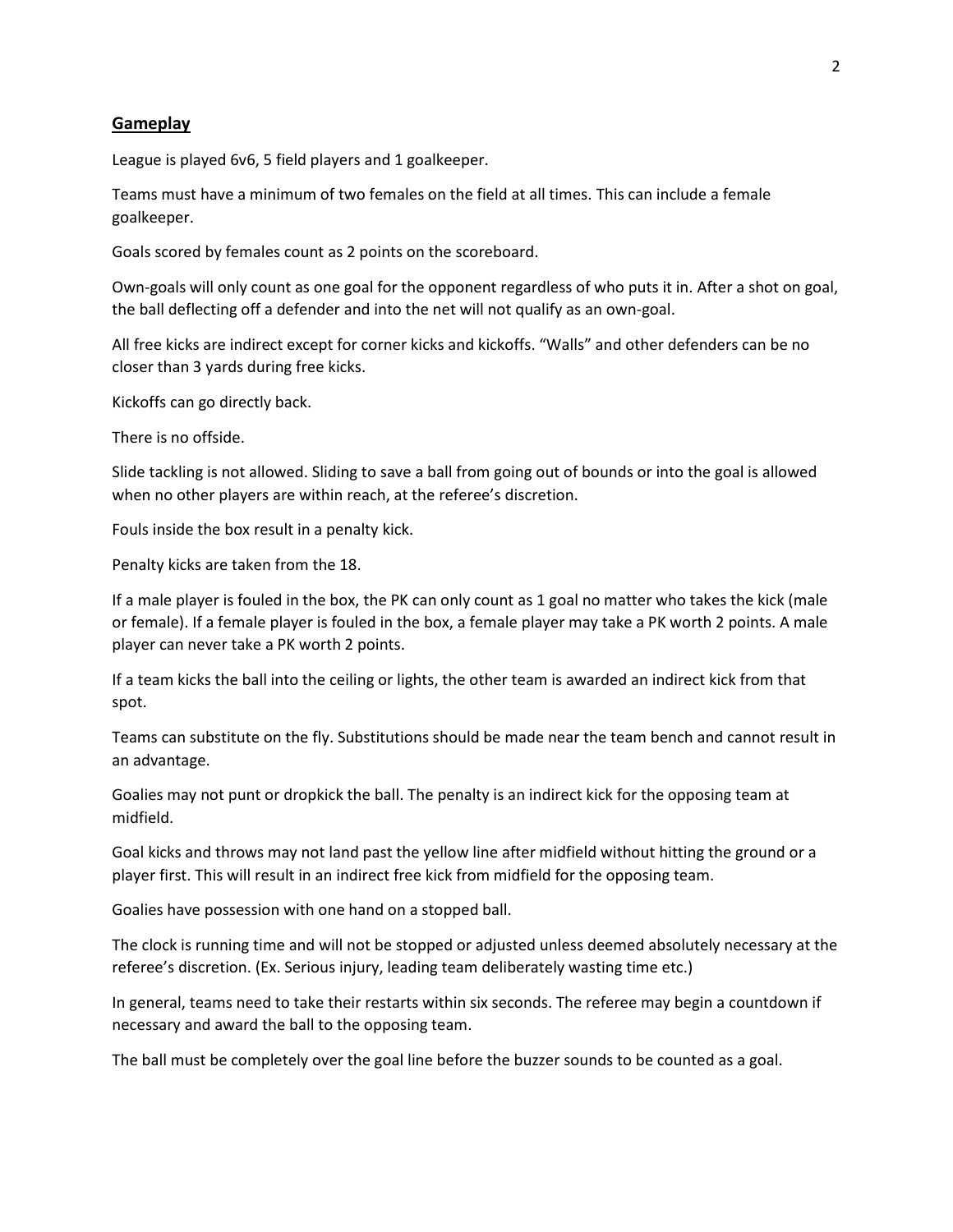## Gameplay

League is played 6v6, 5 field players and 1 goalkeeper.

Teams must have a minimum of two females on the field at all times. This can include a female goalkeeper.

Goals scored by females count as 2 points on the scoreboard.

Own-goals will only count as one goal for the opponent regardless of who puts it in. After a shot on goal, the ball deflecting off a defender and into the net will not qualify as an own-goal.

All free kicks are indirect except for corner kicks and kickoffs. "Walls" and other defenders can be no closer than 3 yards during free kicks.

Kickoffs can go directly back.

There is no offside.

Slide tackling is not allowed. Sliding to save a ball from going out of bounds or into the goal is allowed when no other players are within reach, at the referee's discretion.

Fouls inside the box result in a penalty kick.

Penalty kicks are taken from the 18.

If a male player is fouled in the box, the PK can only count as 1 goal no matter who takes the kick (male or female). If a female player is fouled in the box, a female player may take a PK worth 2 points. A male player can never take a PK worth 2 points.

If a team kicks the ball into the ceiling or lights, the other team is awarded an indirect kick from that spot.

Teams can substitute on the fly. Substitutions should be made near the team bench and cannot result in an advantage.

Goalies may not punt or dropkick the ball. The penalty is an indirect kick for the opposing team at midfield.

Goal kicks and throws may not land past the yellow line after midfield without hitting the ground or a player first. This will result in an indirect free kick from midfield for the opposing team.

Goalies have possession with one hand on a stopped ball.

The clock is running time and will not be stopped or adjusted unless deemed absolutely necessary at the referee's discretion. (Ex. Serious injury, leading team deliberately wasting time etc.)

In general, teams need to take their restarts within six seconds. The referee may begin a countdown if necessary and award the ball to the opposing team.

The ball must be completely over the goal line before the buzzer sounds to be counted as a goal.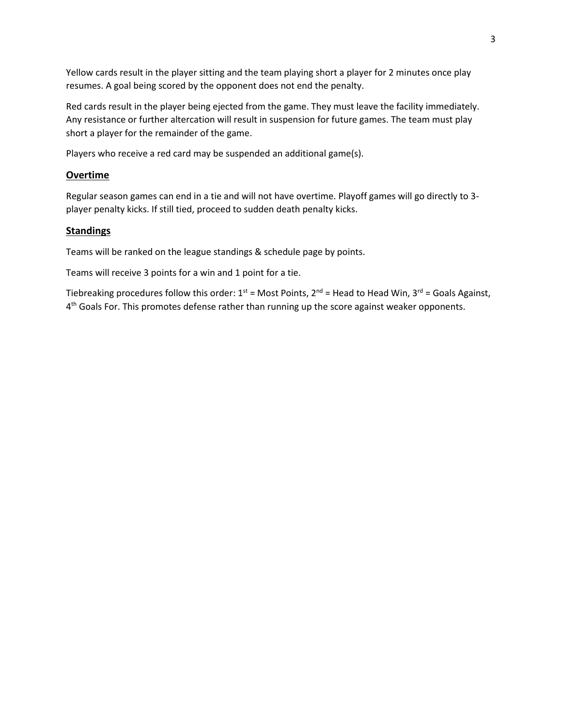Yellow cards result in the player sitting and the team playing short a player for 2 minutes once play resumes. A goal being scored by the opponent does not end the penalty.

Red cards result in the player being ejected from the game. They must leave the facility immediately. Any resistance or further altercation will result in suspension for future games. The team must play short a player for the remainder of the game.

Players who receive a red card may be suspended an additional game(s).

## Overtime

Regular season games can end in a tie and will not have overtime. Playoff games will go directly to 3-player penalty kicks. If still tied, proceed to sudden death penalty kicks.

## Standings

Teams will be ranked on the league standings & schedule page by points.

Teams will receive 3 points for a win and 1 point for a tie.

Tiebreaking procedures follow this order: 1st = Most Points, 2nd = Head to Head Win, 3rd = Goals Against, 4th Goals For. This promotes defense rather than running up the score against weaker opponents.